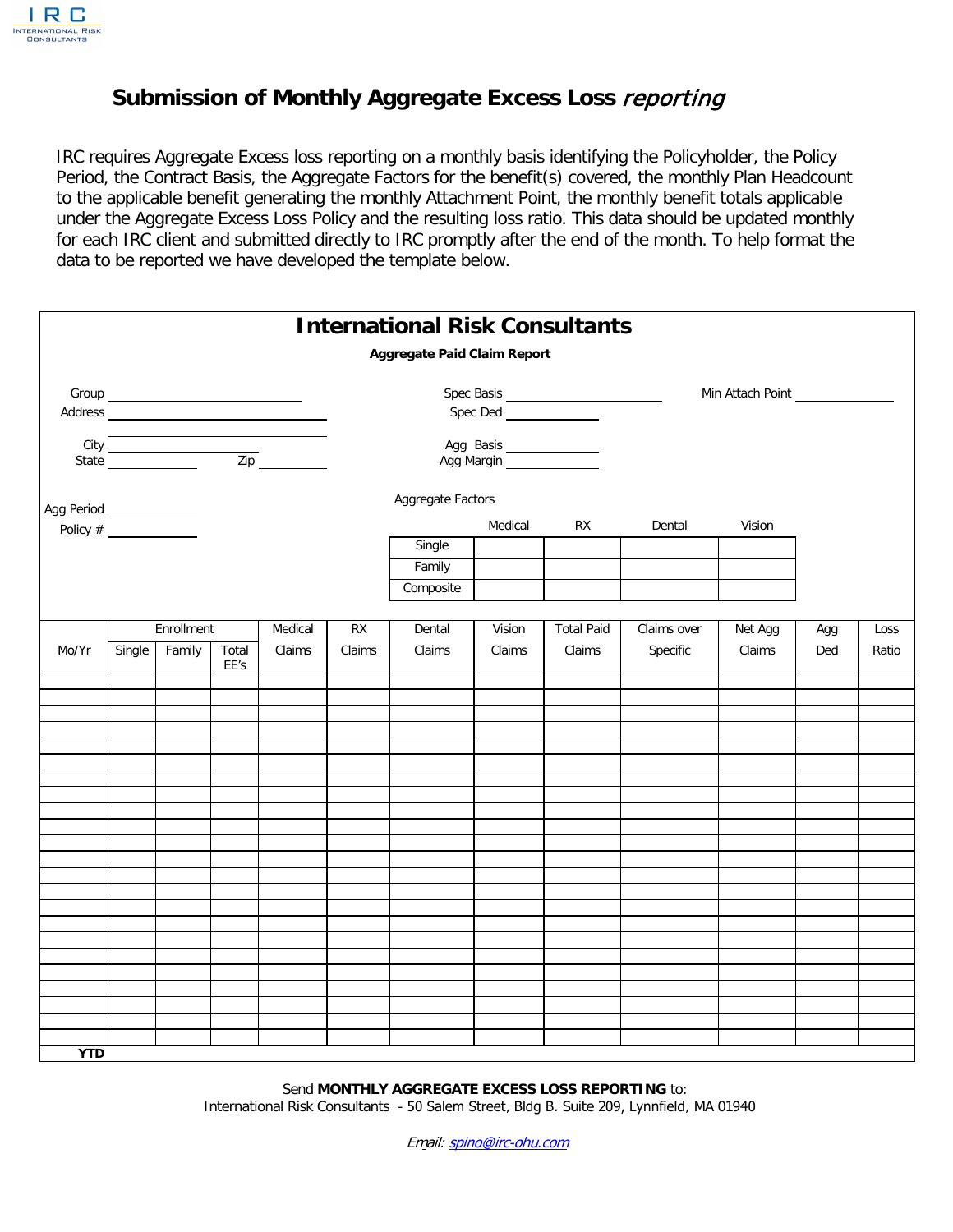IRC
INTERNATIONAL RISK CONSULTANTS

# Submission of Monthly Aggregate Excess Loss *reporting*

IRC requires Aggregate Excess loss reporting on a monthly basis identifying the Policyholder, the Policy Period, the Contract Basis, the Aggregate Factors for the benefit(s) covered, the monthly Plan Headcount to the applicable benefit generating the monthly Attachment Point, the monthly benefit totals applicable under the Aggregate Excess Loss Policy and the resulting loss ratio. This data should be updated monthly for each IRC client and submitted directly to IRC promptly after the end of the month. To help format the data to be reported we have developed the template below.

## International Risk Consultants

**Aggregate Paid Claim Report**

Group ____________________

Address ____________________

____________________

City ____________________

State __________ Zip __________

Agg Period __________

Policy # __________

Spec Basis ____________________

Spec Ded __________

Agg Basis __________

Agg Margin __________

Min Attach Point __________

Aggregate Factors

| | Medical | RX | Dental | Vision |
|---|---|---|---|---|
| Single | | | | |
| Family | | | | |
| Composite | | | | |

| Mo/Yr | Enrollment | | | Medical Claims | RX Claims | Dental Claims | Vision Claims | Total Paid Claims | Claims over Specific | Net Agg Claims | Agg Ded | Loss Ratio |
|---|---|---|---|---|---|---|---|---|---|---|---|---|
| | Single | Family | Total EE's | | | | | | | | | |
| | | | | | | | | | | | | |
| | | | | | | | | | | | | |
| | | | | | | | | | | | | |
| | | | | | | | | | | | | |
| | | | | | | | | | | | | |
| | | | | | | | | | | | | |
| | | | | | | | | | | | | |
| | | | | | | | | | | | | |
| | | | | | | | | | | | | |
| | | | | | | | | | | | | |
| | | | | | | | | | | | | |
| | | | | | | | | | | | | |
| | | | | | | | | | | | | |
| | | | | | | | | | | | | |
| | | | | | | | | | | | | |
| | | | | | | | | | | | | |
| | | | | | | | | | | | | |
| | | | | | | | | | | | | |
| | | | | | | | | | | | | |
| | | | | | | | | | | | | |
| | | | | | | | | | | | | |
| | | | | | | | | | | | | |
| **YTD** | | | | | | | | | | | | |

Send **MONTHLY AGGREGATE EXCESS LOSS REPORTING** to:
International Risk Consultants - 50 Salem Street, Bldg B. Suite 209, Lynnfield, MA 01940

*Email: spino@irc-ohu.com*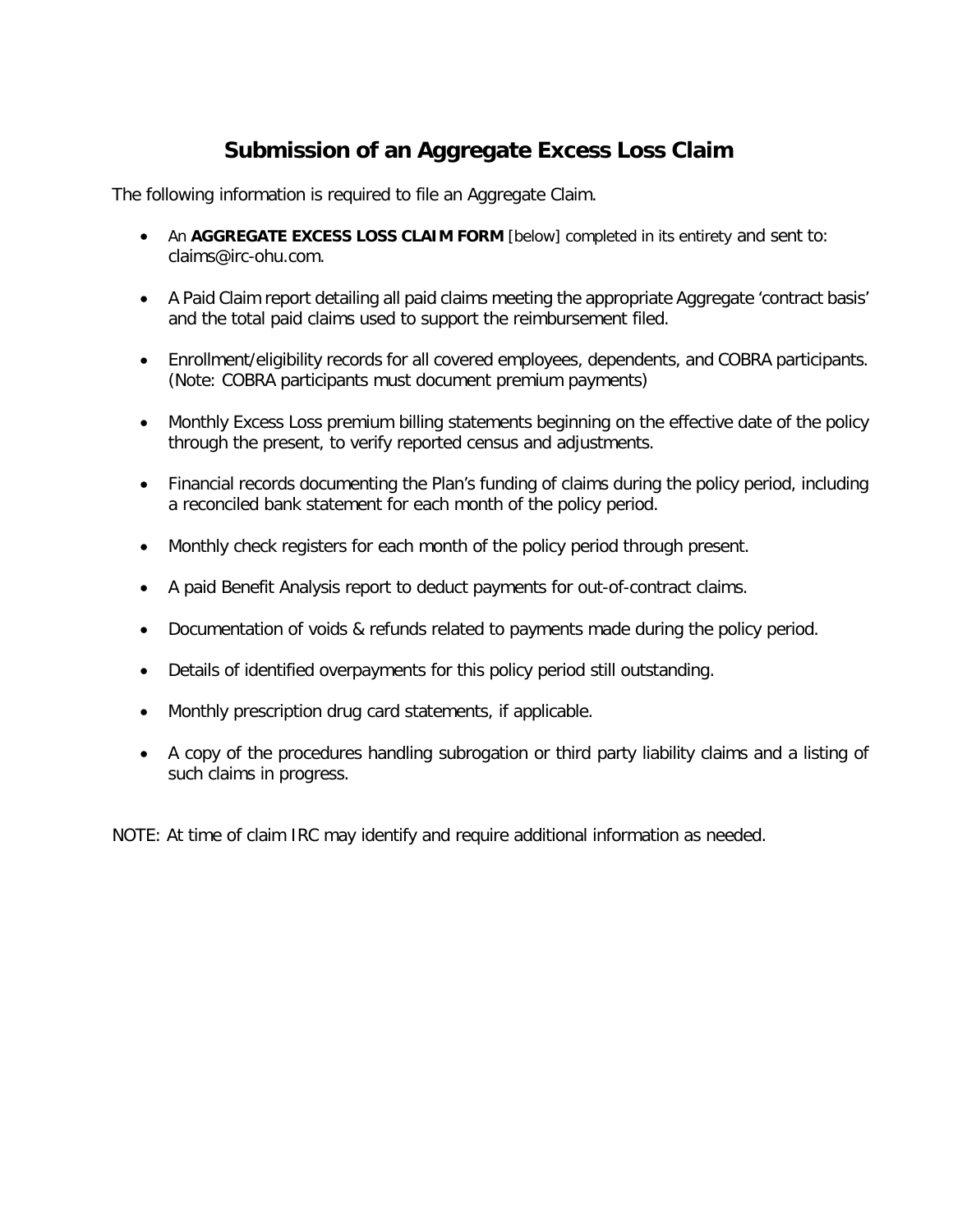# Submission of an Aggregate Excess Loss Claim

The following information is required to file an Aggregate Claim.

- An **AGGREGATE EXCESS LOSS CLAIM FORM** [below] completed in its entirety and sent to: claims@irc-ohu.com.
- A Paid Claim report detailing all paid claims meeting the appropriate Aggregate 'contract basis' and the total paid claims used to support the reimbursement filed.
- Enrollment/eligibility records for all covered employees, dependents, and COBRA participants. (Note: COBRA participants must document premium payments)
- Monthly Excess Loss premium billing statements beginning on the effective date of the policy through the present, to verify reported census and adjustments.
- Financial records documenting the Plan's funding of claims during the policy period, including a reconciled bank statement for each month of the policy period.
- Monthly check registers for each month of the policy period through present.
- A paid Benefit Analysis report to deduct payments for out-of-contract claims.
- Documentation of voids & refunds related to payments made during the policy period.
- Details of identified overpayments for this policy period still outstanding.
- Monthly prescription drug card statements, if applicable.
- A copy of the procedures handling subrogation or third party liability claims and a listing of such claims in progress.

NOTE: At time of claim IRC may identify and require additional information as needed.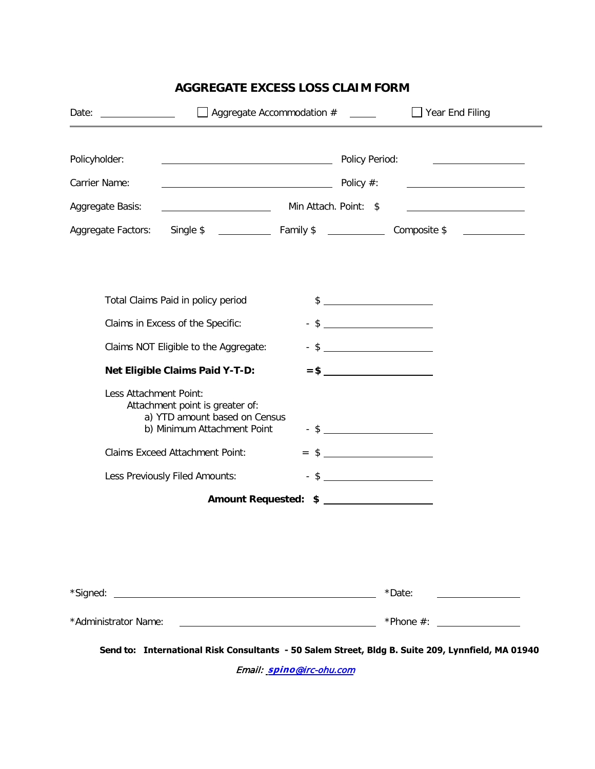# AGGREGATE EXCESS LOSS CLAIM FORM

Date: ______________ ☐ Aggregate Accommodation # _____ ☐ Year End Filing

---

Policyholder: ______________________________ Policy Period: ______________

Carrier Name: ______________________________ Policy #: ______________

Aggregate Basis: ____________________ Min Attach. Point: $ ______________

Aggregate Factors: Single $ __________ Family $ __________ Composite $ __________

| | |
|---|---|
| Total Claims Paid in policy period | $ ______________ |
| Claims in Excess of the Specific: | - $ ______________ |
| Claims NOT Eligible to the Aggregate: | - $ ______________ |
| **Net Eligible Claims Paid Y-T-D:** | **= $ ______________** |
| Less Attachment Point:<br>Attachment point is greater of:<br>a) YTD amount based on Census<br>b) Minimum Attachment Point | - $ ______________ |
| Claims Exceed Attachment Point: | = $ ______________ |
| Less Previously Filed Amounts: | - $ ______________ |
| **Amount Requested:** | **$ ______________** |

*Signed: ________________________________________ *Date: ______________

*Administrator Name: ________________________________ *Phone #: ______________

**Send to: International Risk Consultants - 50 Salem Street, Bldg B. Suite 209, Lynnfield, MA 01940**

*Email:* ***spino@irc-ohu.com***